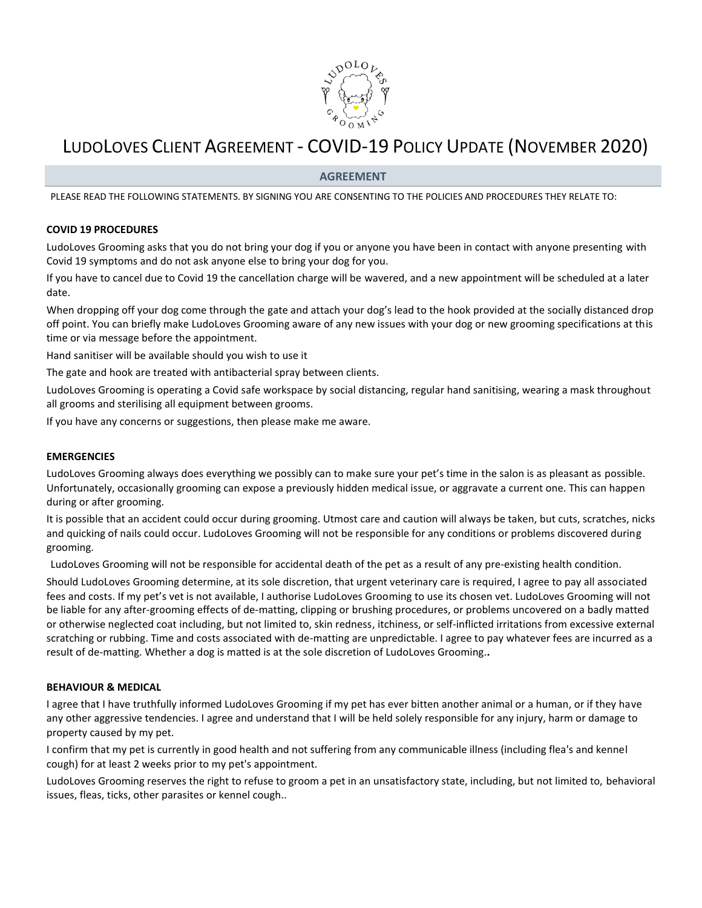# LudoLoves Client Agreement - COVID-19 Policy Update (November 2020)

## AGREEMENT

PLEASE READ THE FOLLOWING STATEMENTS. BY SIGNING YOU ARE CONSENTING TO THE POLICIES AND PROCEDURES THEY RELATE TO:

**COVID 19 PROCEDURES**

LudoLoves Grooming asks that you do not bring your dog if you or anyone you have been in contact with anyone presenting with Covid 19 symptoms and do not ask anyone else to bring your dog for you.

If you have to cancel due to Covid 19 the cancellation charge will be wavered, and a new appointment will be scheduled at a later date.

When dropping off your dog come through the gate and attach your dog's lead to the hook provided at the socially distanced drop off point. You can briefly make LudoLoves Grooming aware of any new issues with your dog or new grooming specifications at this time or via message before the appointment.

Hand sanitiser will be available should you wish to use it

The gate and hook are treated with antibacterial spray between clients.

LudoLoves Grooming is operating a Covid safe workspace by social distancing, regular hand sanitising, wearing a mask throughout all grooms and sterilising all equipment between grooms.

If you have any concerns or suggestions, then please make me aware.

**EMERGENCIES**

LudoLoves Grooming always does everything we possibly can to make sure your pet's time in the salon is as pleasant as possible. Unfortunately, occasionally grooming can expose a previously hidden medical issue, or aggravate a current one. This can happen during or after grooming.

It is possible that an accident could occur during grooming. Utmost care and caution will always be taken, but cuts, scratches, nicks and quicking of nails could occur. LudoLoves Grooming will not be responsible for any conditions or problems discovered during grooming.

LudoLoves Grooming will not be responsible for accidental death of the pet as a result of any pre-existing health condition.

Should LudoLoves Grooming determine, at its sole discretion, that urgent veterinary care is required, I agree to pay all associated fees and costs. If my pet's vet is not available, I authorise LudoLoves Grooming to use its chosen vet. LudoLoves Grooming will not be liable for any after-grooming effects of de-matting, clipping or brushing procedures, or problems uncovered on a badly matted or otherwise neglected coat including, but not limited to, skin redness, itchiness, or self-inflicted irritations from excessive external scratching or rubbing. Time and costs associated with de-matting are unpredictable. I agree to pay whatever fees are incurred as a result of de-matting. Whether a dog is matted is at the sole discretion of LudoLoves Grooming..

**BEHAVIOUR & MEDICAL**

I agree that I have truthfully informed LudoLoves Grooming if my pet has ever bitten another animal or a human, or if they have any other aggressive tendencies. I agree and understand that I will be held solely responsible for any injury, harm or damage to property caused by my pet.

I confirm that my pet is currently in good health and not suffering from any communicable illness (including flea's and kennel cough) for at least 2 weeks prior to my pet's appointment.

LudoLoves Grooming reserves the right to refuse to groom a pet in an unsatisfactory state, including, but not limited to, behavioral issues, fleas, ticks, other parasites or kennel cough..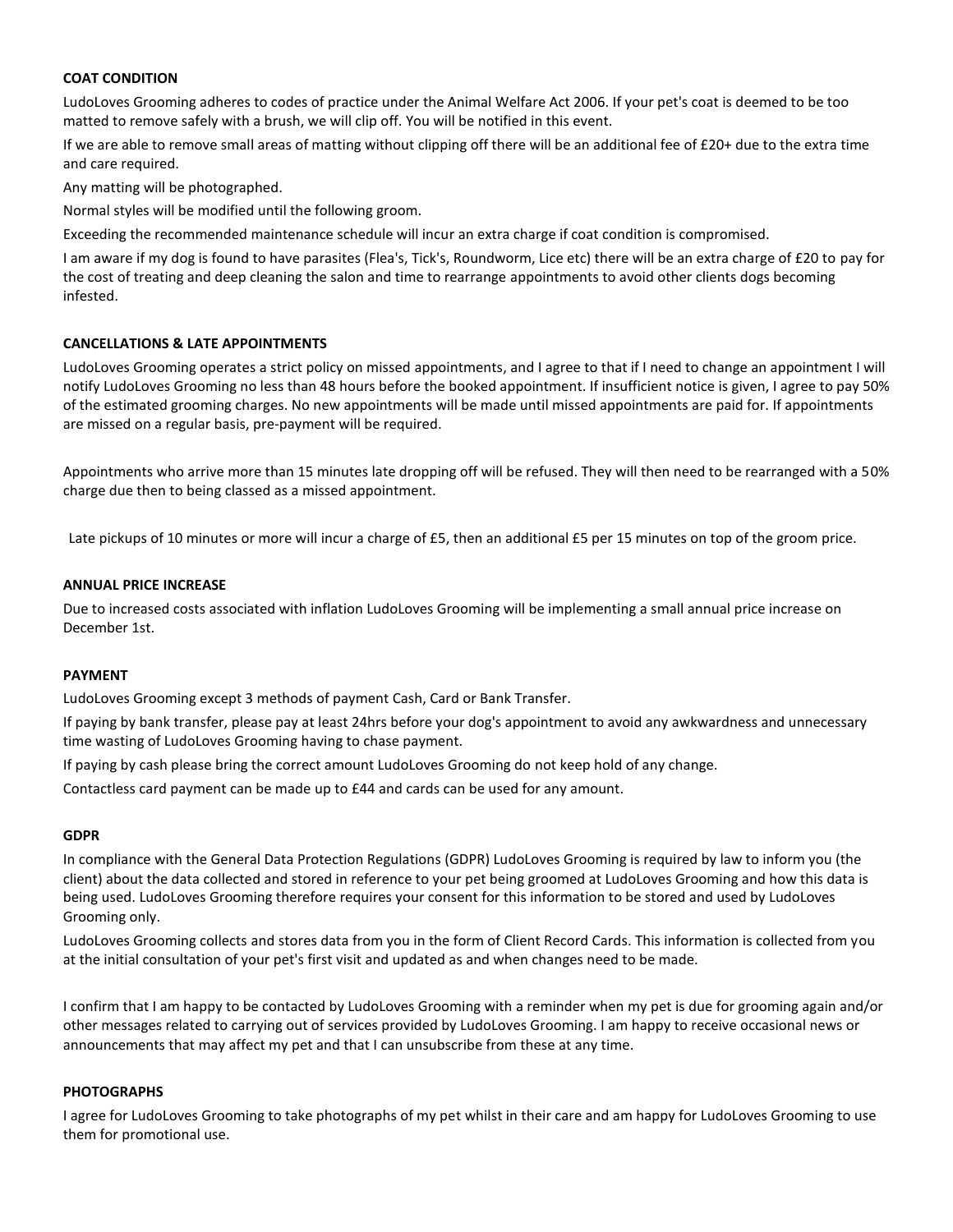**COAT CONDITION**

LudoLoves Grooming adheres to codes of practice under the Animal Welfare Act 2006. If your pet's coat is deemed to be too matted to remove safely with a brush, we will clip off. You will be notified in this event.

If we are able to remove small areas of matting without clipping off there will be an additional fee of £20+ due to the extra time and care required.

Any matting will be photographed.

Normal styles will be modified until the following groom.

Exceeding the recommended maintenance schedule will incur an extra charge if coat condition is compromised.

I am aware if my dog is found to have parasites (Flea's, Tick's, Roundworm, Lice etc) there will be an extra charge of £20 to pay for the cost of treating and deep cleaning the salon and time to rearrange appointments to avoid other clients dogs becoming infested.

**CANCELLATIONS & LATE APPOINTMENTS**

LudoLoves Grooming operates a strict policy on missed appointments, and I agree to that if I need to change an appointment I will notify LudoLoves Grooming no less than 48 hours before the booked appointment. If insufficient notice is given, I agree to pay 50% of the estimated grooming charges. No new appointments will be made until missed appointments are paid for. If appointments are missed on a regular basis, pre-payment will be required.

Appointments who arrive more than 15 minutes late dropping off will be refused. They will then need to be rearranged with a 50% charge due then to being classed as a missed appointment.

Late pickups of 10 minutes or more will incur a charge of £5, then an additional £5 per 15 minutes on top of the groom price.

**ANNUAL PRICE INCREASE**

Due to increased costs associated with inflation LudoLoves Grooming will be implementing a small annual price increase on December 1st.

**PAYMENT**

LudoLoves Grooming except 3 methods of payment Cash, Card or Bank Transfer.

If paying by bank transfer, please pay at least 24hrs before your dog's appointment to avoid any awkwardness and unnecessary time wasting of LudoLoves Grooming having to chase payment.

If paying by cash please bring the correct amount LudoLoves Grooming do not keep hold of any change.

Contactless card payment can be made up to £44 and cards can be used for any amount.

**GDPR**

In compliance with the General Data Protection Regulations (GDPR) LudoLoves Grooming is required by law to inform you (the client) about the data collected and stored in reference to your pet being groomed at LudoLoves Grooming and how this data is being used. LudoLoves Grooming therefore requires your consent for this information to be stored and used by LudoLoves Grooming only.

LudoLoves Grooming collects and stores data from you in the form of Client Record Cards. This information is collected from you at the initial consultation of your pet's first visit and updated as and when changes need to be made.

I confirm that I am happy to be contacted by LudoLoves Grooming with a reminder when my pet is due for grooming again and/or other messages related to carrying out of services provided by LudoLoves Grooming. I am happy to receive occasional news or announcements that may affect my pet and that I can unsubscribe from these at any time.

**PHOTOGRAPHS**

I agree for LudoLoves Grooming to take photographs of my pet whilst in their care and am happy for LudoLoves Grooming to use them for promotional use.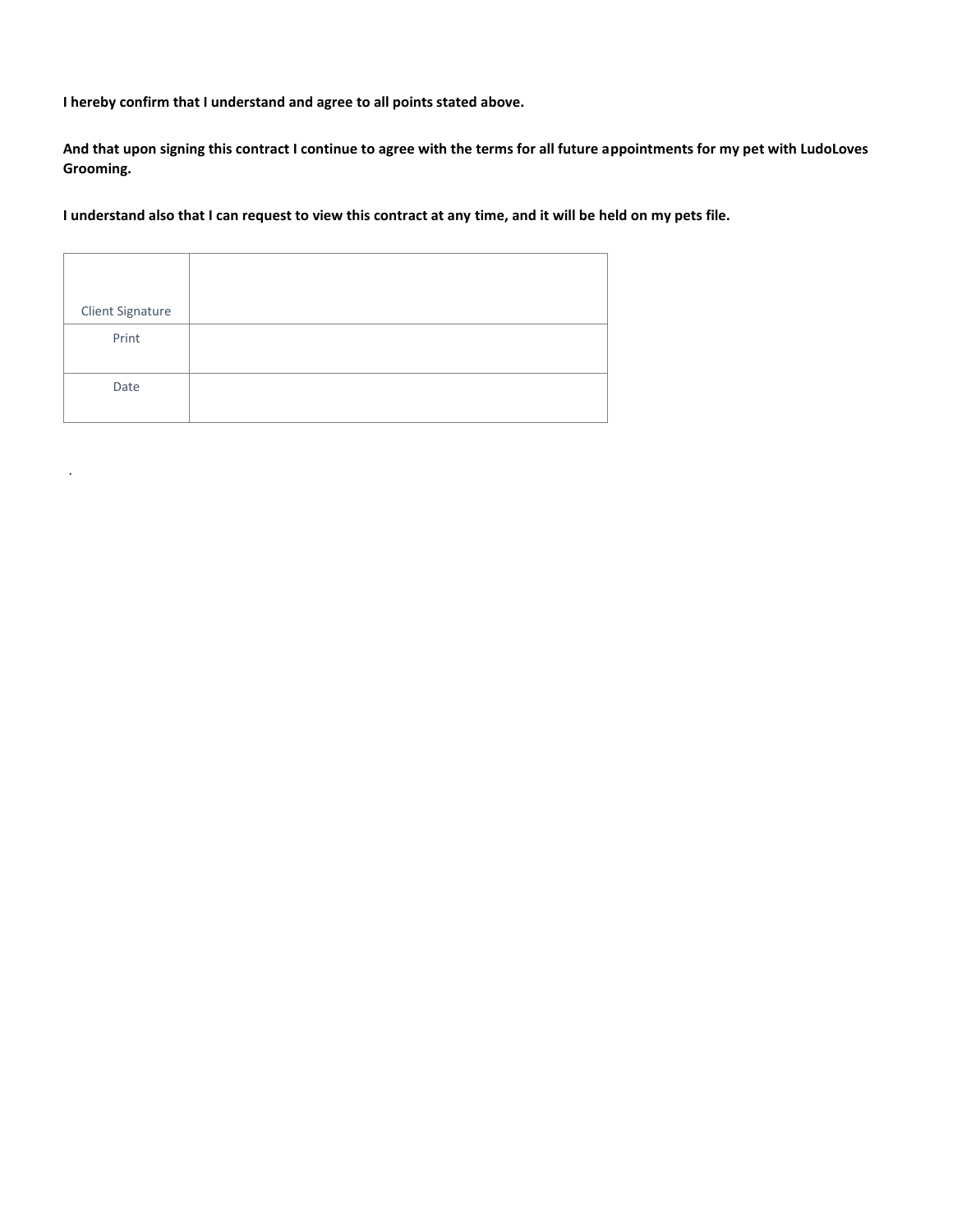**I hereby confirm that I understand and agree to all points stated above.**

**And that upon signing this contract I continue to agree with the terms for all future appointments for my pet with LudoLoves Grooming.**

**I understand also that I can request to view this contract at any time, and it will be held on my pets file.**

| | |
|---|---|
| Client Signature | |
| Print | |
| Date | |

.